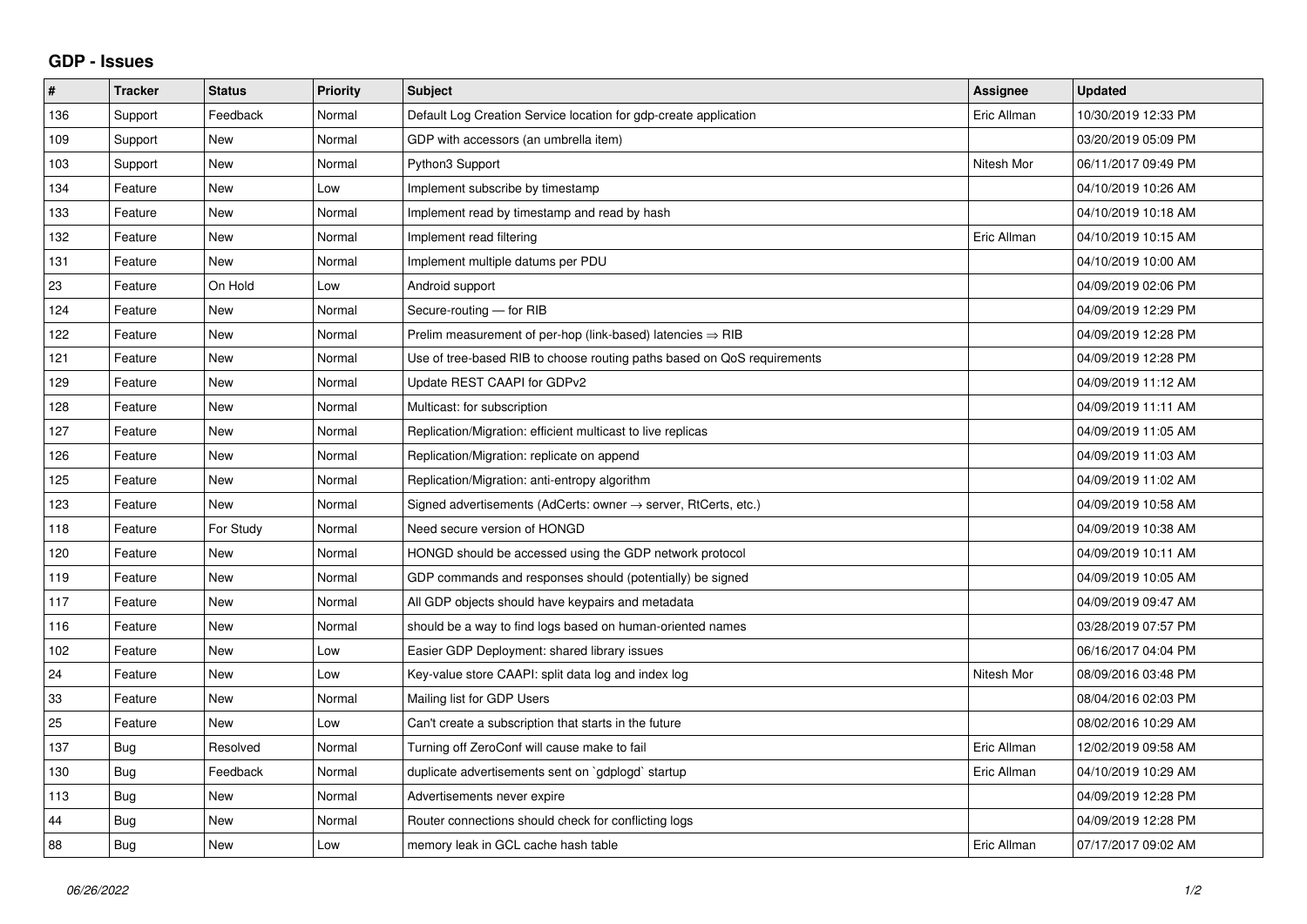## GDP - Issues

| # | Tracker | Status | Priority | Subject | Assignee | Updated |
|---|---|---|---|---|---|---|
| 136 | Support | Feedback | Normal | Default Log Creation Service location for gdp-create application | Eric Allman | 10/30/2019 12:33 PM |
| 109 | Support | New | Normal | GDP with accessors (an umbrella item) | | 03/20/2019 05:09 PM |
| 103 | Support | New | Normal | Python3 Support | Nitesh Mor | 06/11/2017 09:49 PM |
| 134 | Feature | New | Low | Implement subscribe by timestamp | | 04/10/2019 10:26 AM |
| 133 | Feature | New | Normal | Implement read by timestamp and read by hash | | 04/10/2019 10:18 AM |
| 132 | Feature | New | Normal | Implement read filtering | Eric Allman | 04/10/2019 10:15 AM |
| 131 | Feature | New | Normal | Implement multiple datums per PDU | | 04/10/2019 10:00 AM |
| 23 | Feature | On Hold | Low | Android support | | 04/09/2019 02:06 PM |
| 124 | Feature | New | Normal | Secure-routing — for RIB | | 04/09/2019 12:29 PM |
| 122 | Feature | New | Normal | Prelim measurement of per-hop (link-based) latencies ⇒ RIB | | 04/09/2019 12:28 PM |
| 121 | Feature | New | Normal | Use of tree-based RIB to choose routing paths based on QoS requirements | | 04/09/2019 12:28 PM |
| 129 | Feature | New | Normal | Update REST CAAPI for GDPv2 | | 04/09/2019 11:12 AM |
| 128 | Feature | New | Normal | Multicast: for subscription | | 04/09/2019 11:11 AM |
| 127 | Feature | New | Normal | Replication/Migration: efficient multicast to live replicas | | 04/09/2019 11:05 AM |
| 126 | Feature | New | Normal | Replication/Migration: replicate on append | | 04/09/2019 11:03 AM |
| 125 | Feature | New | Normal | Replication/Migration: anti-entropy algorithm | | 04/09/2019 11:02 AM |
| 123 | Feature | New | Normal | Signed advertisements (AdCerts: owner → server, RtCerts, etc.) | | 04/09/2019 10:58 AM |
| 118 | Feature | For Study | Normal | Need secure version of HONGD | | 04/09/2019 10:38 AM |
| 120 | Feature | New | Normal | HONGD should be accessed using the GDP network protocol | | 04/09/2019 10:11 AM |
| 119 | Feature | New | Normal | GDP commands and responses should (potentially) be signed | | 04/09/2019 10:05 AM |
| 117 | Feature | New | Normal | All GDP objects should have keypairs and metadata | | 04/09/2019 09:47 AM |
| 116 | Feature | New | Normal | should be a way to find logs based on human-oriented names | | 03/28/2019 07:57 PM |
| 102 | Feature | New | Low | Easier GDP Deployment: shared library issues | | 06/16/2017 04:04 PM |
| 24 | Feature | New | Low | Key-value store CAAPI: split data log and index log | Nitesh Mor | 08/09/2016 03:48 PM |
| 33 | Feature | New | Normal | Mailing list for GDP Users | | 08/04/2016 02:03 PM |
| 25 | Feature | New | Low | Can't create a subscription that starts in the future | | 08/02/2016 10:29 AM |
| 137 | Bug | Resolved | Normal | Turning off ZeroConf will cause make to fail | Eric Allman | 12/02/2019 09:58 AM |
| 130 | Bug | Feedback | Normal | duplicate advertisements sent on `gdplogd` startup | Eric Allman | 04/10/2019 10:29 AM |
| 113 | Bug | New | Normal | Advertisements never expire | | 04/09/2019 12:28 PM |
| 44 | Bug | New | Normal | Router connections should check for conflicting logs | | 04/09/2019 12:28 PM |
| 88 | Bug | New | Low | memory leak in GCL cache hash table | Eric Allman | 07/17/2017 09:02 AM |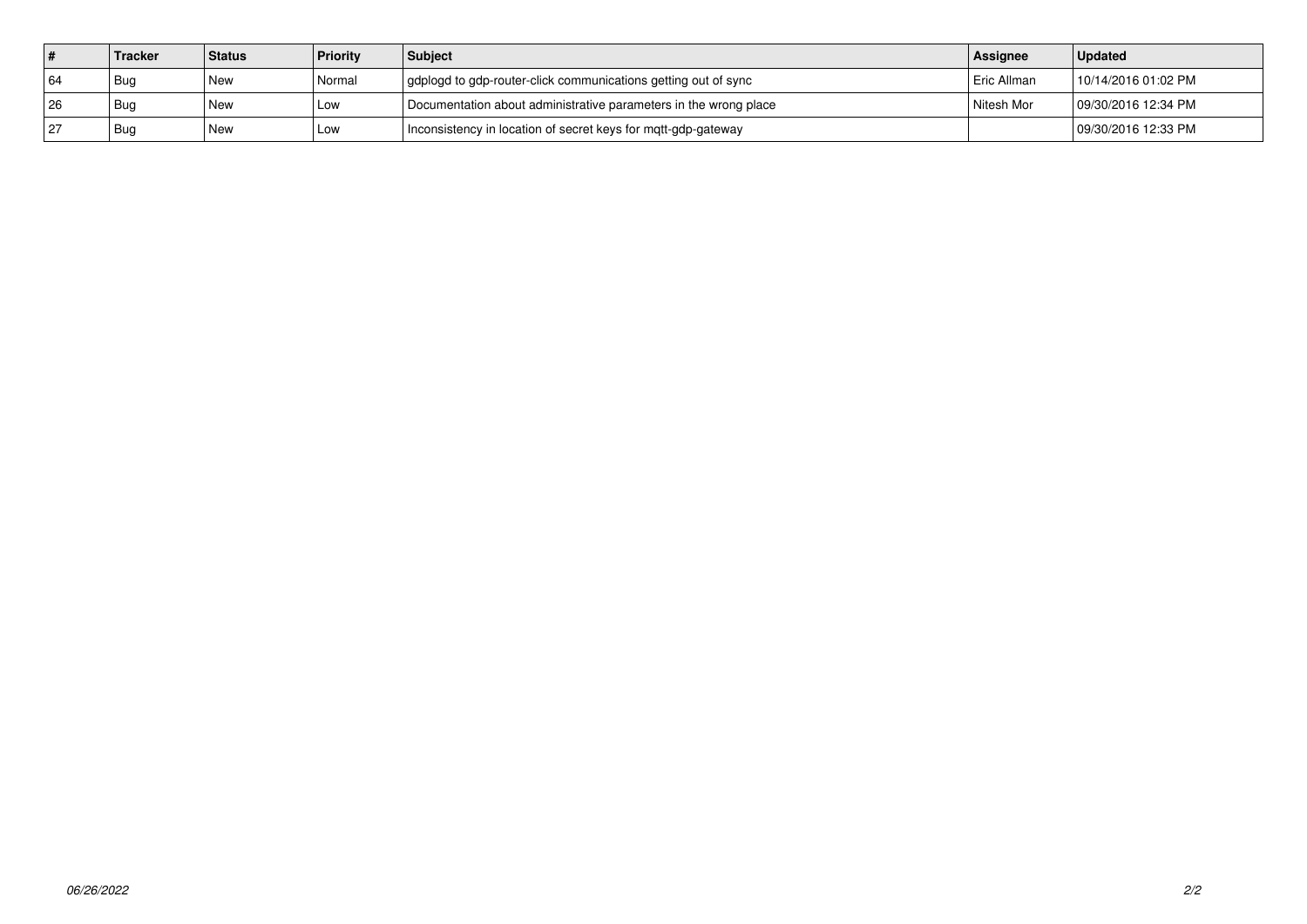| # | Tracker | Status | Priority | Subject | Assignee | Updated |
|---|---|---|---|---|---|---|
| 64 | Bug | New | Normal | gdplogd to gdp-router-click communications getting out of sync | Eric Allman | 10/14/2016 01:02 PM |
| 26 | Bug | New | Low | Documentation about administrative parameters in the wrong place | Nitesh Mor | 09/30/2016 12:34 PM |
| 27 | Bug | New | Low | Inconsistency in location of secret keys for mqtt-gdp-gateway | | 09/30/2016 12:33 PM |